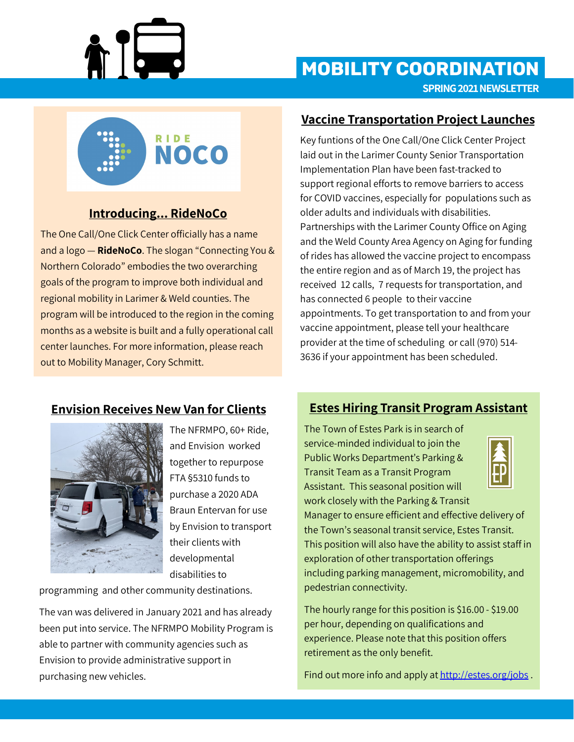# MOBILITY COORDINATION

**SPRING 2021 NEWSLETTER**

## Introducing... RideNoCo

The One Call/One Click Center officially has a name and a logo — **RideNoCo**. The slogan "Connecting You & Northern Colorado" embodies the two overarching goals of the program to improve both individual and regional mobility in Larimer & Weld counties. The program will be introduced to the region in the coming months as a website is built and a fully operational call center launches. For more information, please reach out to Mobility Manager, Cory Schmitt.

## Vaccine Transportation Project Launches

Key funtions of the One Call/One Click Center Project laid out in the Larimer County Senior Transportation Implementation Plan have been fast-tracked to support regional efforts to remove barriers to access for COVID vaccines, especially for populations such as older adults and individuals with disabilities. Partnerships with the Larimer County Office on Aging and the Weld County Area Agency on Aging for funding of rides has allowed the vaccine project to encompass the entire region and as of March 19, the project has received 12 calls, 7 requests for transportation, and has connected 6 people to their vaccine appointments. To get transportation to and from your vaccine appointment, please tell your healthcare provider at the time of scheduling or call (970) 514-3636 if your appointment has been scheduled.

## Envision Receives New Van for Clients

The NFRMPO, 60+ Ride, and Envision worked together to repurpose FTA §5310 funds to purchase a 2020 ADA Braun Entervan for use by Envision to transport their clients with developmental disabilities to programming and other community destinations.

The van was delivered in January 2021 and has already been put into service. The NFRMPO Mobility Program is able to partner with community agencies such as Envision to provide administrative support in purchasing new vehicles.

## Estes Hiring Transit Program Assistant

The Town of Estes Park is in search of service-minded individual to join the Public Works Department's Parking & Transit Team as a Transit Program Assistant. This seasonal position will work closely with the Parking & Transit Manager to ensure efficient and effective delivery of the Town's seasonal transit service, Estes Transit. This position will also have the ability to assist staff in exploration of other transportation offerings including parking management, micromobility, and pedestrian connectivity.

The hourly range for this position is $16.00 - $19.00 per hour, depending on qualifications and experience. Please note that this position offers retirement as the only benefit.

Find out more info and apply at http://estes.org/jobs .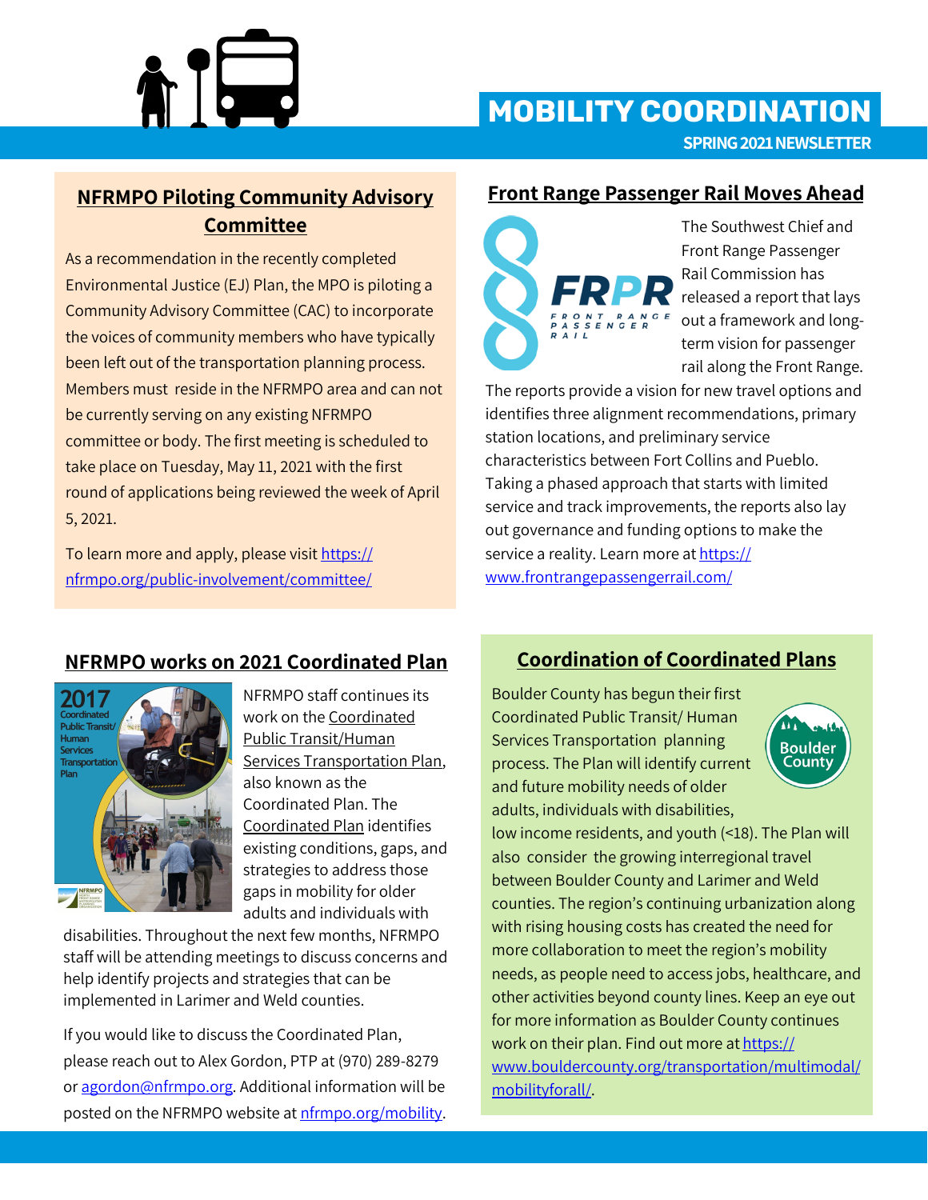# MOBILITY COORDINATION

SPRING 2021 NEWSLETTER

## NFRMPO Piloting Community Advisory Committee

As a recommendation in the recently completed Environmental Justice (EJ) Plan, the MPO is piloting a Community Advisory Committee (CAC) to incorporate the voices of community members who have typically been left out of the transportation planning process. Members must reside in the NFRMPO area and can not be currently serving on any existing NFRMPO committee or body. The first meeting is scheduled to take place on Tuesday, May 11, 2021 with the first round of applications being reviewed the week of April 5, 2021.

To learn more and apply, please visit https://nfrmpo.org/public-involvement/committee/

## Front Range Passenger Rail Moves Ahead

The Southwest Chief and Front Range Passenger Rail Commission has released a report that lays out a framework and long-term vision for passenger rail along the Front Range. The reports provide a vision for new travel options and identifies three alignment recommendations, primary station locations, and preliminary service characteristics between Fort Collins and Pueblo. Taking a phased approach that starts with limited service and track improvements, the reports also lay out governance and funding options to make the service a reality. Learn more at https://www.frontrangepassengerrail.com/

## NFRMPO works on 2021 Coordinated Plan

NFRMPO staff continues its work on the Coordinated Public Transit/Human Services Transportation Plan, also known as the Coordinated Plan. The Coordinated Plan identifies existing conditions, gaps, and strategies to address those gaps in mobility for older adults and individuals with disabilities. Throughout the next few months, NFRMPO staff will be attending meetings to discuss concerns and help identify projects and strategies that can be implemented in Larimer and Weld counties.

If you would like to discuss the Coordinated Plan, please reach out to Alex Gordon, PTP at (970) 289-8279 or agordon@nfrmpo.org. Additional information will be posted on the NFRMPO website at nfrmpo.org/mobility.

## Coordination of Coordinated Plans

Boulder County has begun their first Coordinated Public Transit/ Human Services Transportation planning process. The Plan will identify current and future mobility needs of older adults, individuals with disabilities, low income residents, and youth (<18). The Plan will also consider the growing interregional travel between Boulder County and Larimer and Weld counties. The region's continuing urbanization along with rising housing costs has created the need for more collaboration to meet the region's mobility needs, as people need to access jobs, healthcare, and other activities beyond county lines. Keep an eye out for more information as Boulder County continues work on their plan. Find out more at https://www.bouldercounty.org/transportation/multimodal/mobilityforall/.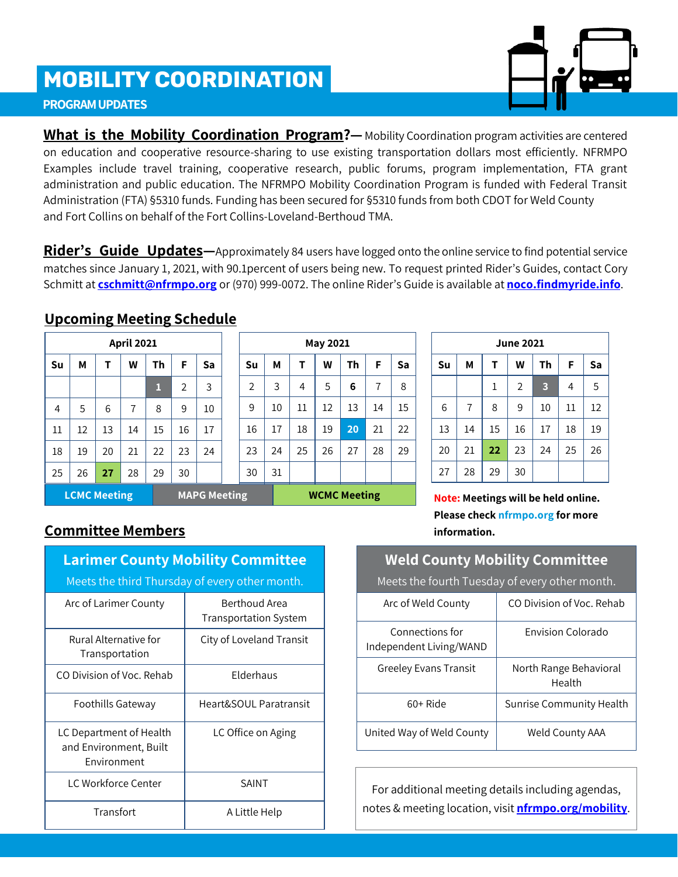# MOBILITY COORDINATION

**PROGRAM UPDATES**

**What is the Mobility Coordination Program?—** Mobility Coordination program activities are centered on education and cooperative resource-sharing to use existing transportation dollars most efficiently. NFRMPO Examples include travel training, cooperative research, public forums, program implementation, FTA grant administration and public education. The NFRMPO Mobility Coordination Program is funded with Federal Transit Administration (FTA) §5310 funds. Funding has been secured for §5310 funds from both CDOT for Weld County and Fort Collins on behalf of the Fort Collins-Loveland-Berthoud TMA.

**Rider's Guide Updates—**Approximately 84 users have logged onto the online service to find potential service matches since January 1, 2021, with 90.1percent of users being new. To request printed Rider's Guides, contact Cory Schmitt at **cschmitt@nfrmpo.org** or (970) 999-0072. The online Rider's Guide is available at **noco.findmyride.info**.

## Upcoming Meeting Schedule

**April 2021**

| Su | M | T | W | Th | F | Sa |
|---|---|---|---|---|---|---|
| | | | | **1** | 2 | 3 |
| 4 | 5 | 6 | 7 | 8 | 9 | 10 |
| 11 | 12 | 13 | 14 | 15 | 16 | 17 |
| 18 | 19 | 20 | 21 | 22 | 23 | 24 |
| 25 | 26 | **27** | 28 | 29 | 30 | |

**May 2021**

| Su | M | T | W | Th | F | Sa |
|---|---|---|---|---|---|---|
| 2 | 3 | 4 | 5 | **6** | 7 | 8 |
| 9 | 10 | 11 | 12 | 13 | 14 | 15 |
| 16 | 17 | 18 | 19 | **20** | 21 | 22 |
| 23 | 24 | 25 | 26 | 27 | 28 | 29 |
| 30 | 31 | | | | | |

**June 2021**

| Su | M | T | W | Th | F | Sa |
|---|---|---|---|---|---|---|
| | | 1 | 2 | **3** | 4 | 5 |
| 6 | 7 | 8 | 9 | 10 | 11 | 12 |
| 13 | 14 | 15 | 16 | 17 | 18 | 19 |
| 20 | 21 | **22** | 23 | 24 | 25 | 26 |
| 27 | 28 | 29 | 30 | | | |

LCMC Meeting | MAPG Meeting | WCMC Meeting

**Note: Meetings will be held online. Please check nfrmpo.org for more information.**

## Committee Members

| Larimer County Mobility Committee<br>Meets the third Thursday of every other month. | |
|---|---|
| Arc of Larimer County | Berthoud Area Transportation System |
| Rural Alternative for Transportation | City of Loveland Transit |
| CO Division of Voc. Rehab | Elderhaus |
| Foothills Gateway | Heart&SOUL Paratransit |
| LC Department of Health and Environment, Built Environment | LC Office on Aging |
| LC Workforce Center | SAINT |
| Transfort | A Little Help |

| Weld County Mobility Committee<br>Meets the fourth Tuesday of every other month. | |
|---|---|
| Arc of Weld County | CO Division of Voc. Rehab |
| Connections for Independent Living/WAND | Envision Colorado |
| Greeley Evans Transit | North Range Behavioral Health |
| 60+ Ride | Sunrise Community Health |
| United Way of Weld County | Weld County AAA |

For additional meeting details including agendas, notes & meeting location, visit **nfrmpo.org/mobility**.